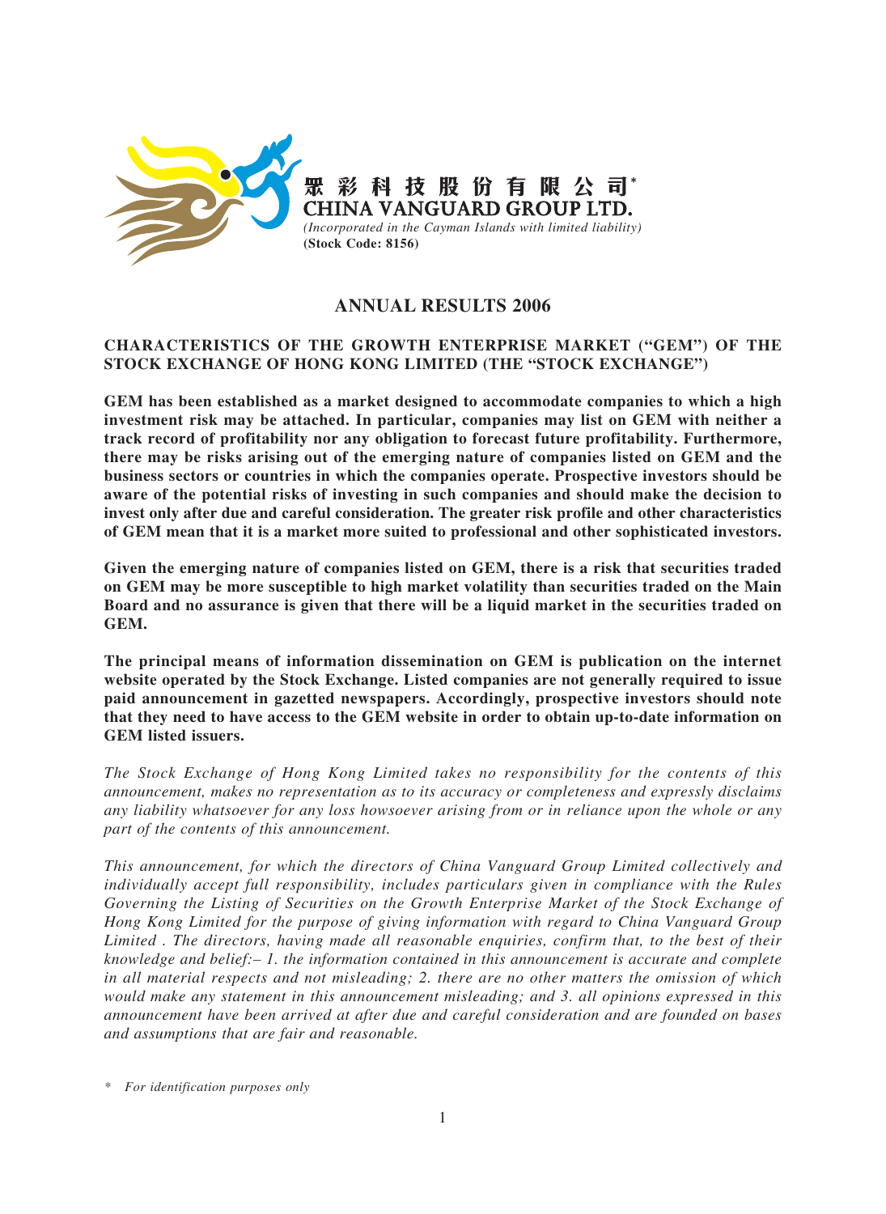眾彩科技股份有限公司*
**CHINA VANGUARD GROUP LTD.**
*(Incorporated in the Cayman Islands with limited liability)*
**(Stock Code: 8156)**

# ANNUAL RESULTS 2006

## CHARACTERISTICS OF THE GROWTH ENTERPRISE MARKET ("GEM") OF THE STOCK EXCHANGE OF HONG KONG LIMITED (THE "STOCK EXCHANGE")

**GEM has been established as a market designed to accommodate companies to which a high investment risk may be attached. In particular, companies may list on GEM with neither a track record of profitability nor any obligation to forecast future profitability. Furthermore, there may be risks arising out of the emerging nature of companies listed on GEM and the business sectors or countries in which the companies operate. Prospective investors should be aware of the potential risks of investing in such companies and should make the decision to invest only after due and careful consideration. The greater risk profile and other characteristics of GEM mean that it is a market more suited to professional and other sophisticated investors.**

**Given the emerging nature of companies listed on GEM, there is a risk that securities traded on GEM may be more susceptible to high market volatility than securities traded on the Main Board and no assurance is given that there will be a liquid market in the securities traded on GEM.**

**The principal means of information dissemination on GEM is publication on the internet website operated by the Stock Exchange. Listed companies are not generally required to issue paid announcement in gazetted newspapers. Accordingly, prospective investors should note that they need to have access to the GEM website in order to obtain up-to-date information on GEM listed issuers.**

*The Stock Exchange of Hong Kong Limited takes no responsibility for the contents of this announcement, makes no representation as to its accuracy or completeness and expressly disclaims any liability whatsoever for any loss howsoever arising from or in reliance upon the whole or any part of the contents of this announcement.*

*This announcement, for which the directors of China Vanguard Group Limited collectively and individually accept full responsibility, includes particulars given in compliance with the Rules Governing the Listing of Securities on the Growth Enterprise Market of the Stock Exchange of Hong Kong Limited for the purpose of giving information with regard to China Vanguard Group Limited . The directors, having made all reasonable enquiries, confirm that, to the best of their knowledge and belief:– 1. the information contained in this announcement is accurate and complete in all material respects and not misleading; 2. there are no other matters the omission of which would make any statement in this announcement misleading; and 3. all opinions expressed in this announcement have been arrived at after due and careful consideration and are founded on bases and assumptions that are fair and reasonable.*

\* *For identification purposes only*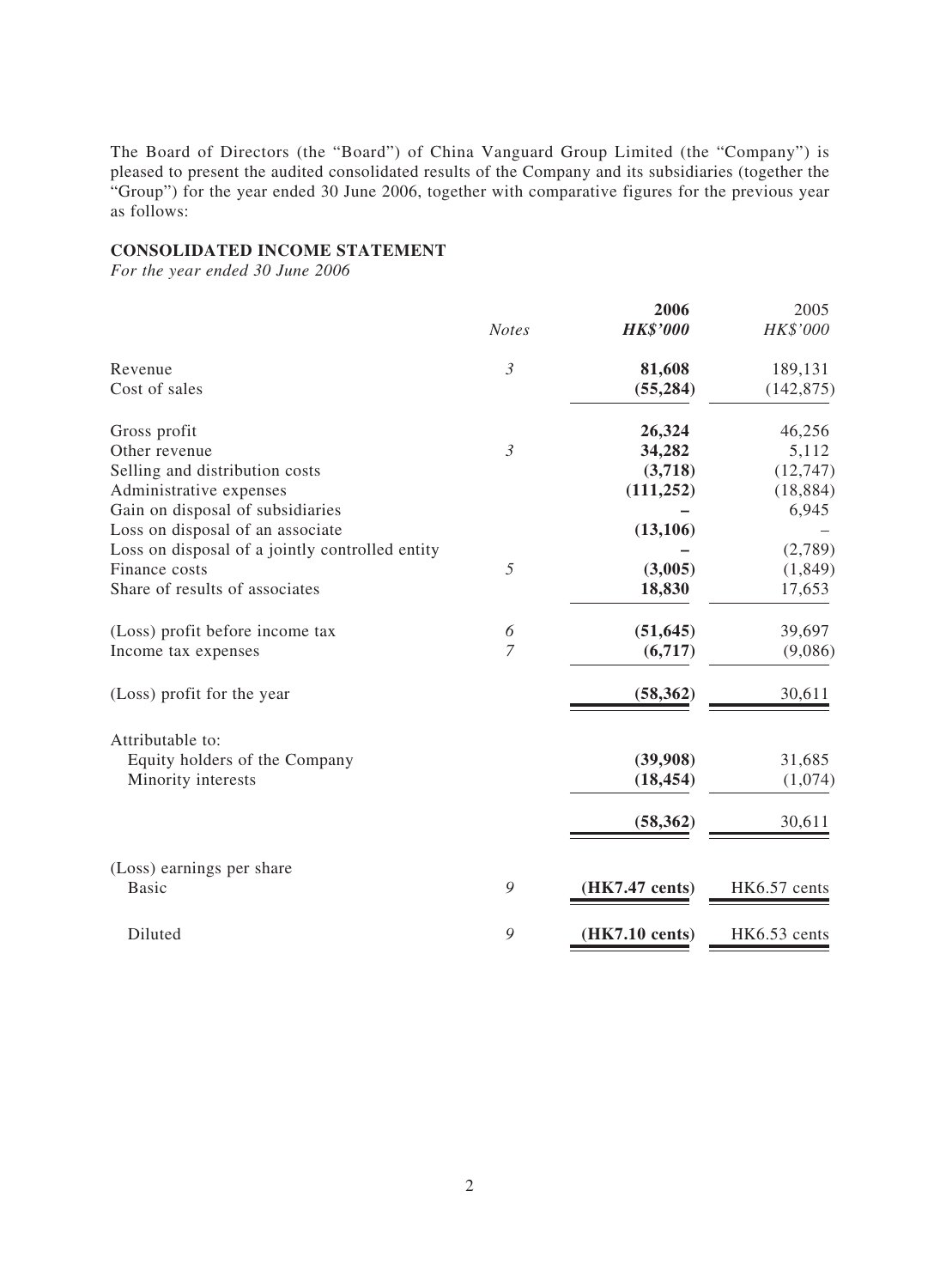The Board of Directors (the "Board") of China Vanguard Group Limited (the "Company") is pleased to present the audited consolidated results of the Company and its subsidiaries (together the "Group") for the year ended 30 June 2006, together with comparative figures for the previous year as follows:

## CONSOLIDATED INCOME STATEMENT

*For the year ended 30 June 2006*

| | *Notes* | **2006** | 2005 |
|---|---|---|---|
| | | ***HK$'000*** | *HK$'000* |
| Revenue | *3* | **81,608** | 189,131 |
| Cost of sales | | **(55,284)** | (142,875) |
| Gross profit | | **26,324** | 46,256 |
| Other revenue | *3* | **34,282** | 5,112 |
| Selling and distribution costs | | **(3,718)** | (12,747) |
| Administrative expenses | | **(111,252)** | (18,884) |
| Gain on disposal of subsidiaries | | **–** | 6,945 |
| Loss on disposal of an associate | | **(13,106)** | – |
| Loss on disposal of a jointly controlled entity | | **–** | (2,789) |
| Finance costs | *5* | **(3,005)** | (1,849) |
| Share of results of associates | | **18,830** | 17,653 |
| (Loss) profit before income tax | *6* | **(51,645)** | 39,697 |
| Income tax expenses | *7* | **(6,717)** | (9,086) |
| (Loss) profit for the year | | **(58,362)** | 30,611 |
| Attributable to: | | | |
| Equity holders of the Company | | **(39,908)** | 31,685 |
| Minority interests | | **(18,454)** | (1,074) |
| | | **(58,362)** | 30,611 |
| (Loss) earnings per share | | | |
| Basic | *9* | **(HK7.47 cents)** | HK6.57 cents |
| Diluted | *9* | **(HK7.10 cents)** | HK6.53 cents |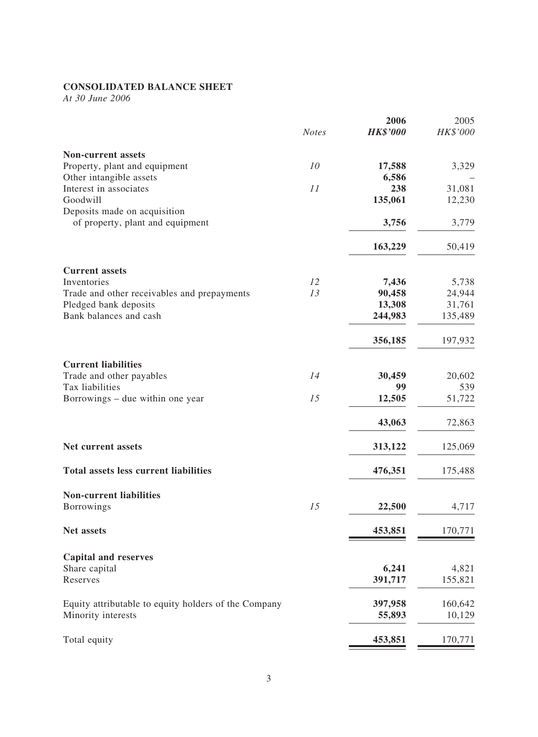**CONSOLIDATED BALANCE SHEET**

*At 30 June 2006*

| | *Notes* | **2006** **HK$'000** | 2005 HK$'000 |
|---|---|---|---|
| **Non-current assets** | | | |
| Property, plant and equipment | *10* | **17,588** | 3,329 |
| Other intangible assets | | **6,586** | – |
| Interest in associates | *11* | **238** | 31,081 |
| Goodwill | | **135,061** | 12,230 |
| Deposits made on acquisition of property, plant and equipment | | **3,756** | 3,779 |
| | | **163,229** | 50,419 |
| **Current assets** | | | |
| Inventories | *12* | **7,436** | 5,738 |
| Trade and other receivables and prepayments | *13* | **90,458** | 24,944 |
| Pledged bank deposits | | **13,308** | 31,761 |
| Bank balances and cash | | **244,983** | 135,489 |
| | | **356,185** | 197,932 |
| **Current liabilities** | | | |
| Trade and other payables | *14* | **30,459** | 20,602 |
| Tax liabilities | | **99** | 539 |
| Borrowings – due within one year | *15* | **12,505** | 51,722 |
| | | **43,063** | 72,863 |
| **Net current assets** | | **313,122** | 125,069 |
| **Total assets less current liabilities** | | **476,351** | 175,488 |
| **Non-current liabilities** | | | |
| Borrowings | *15* | **22,500** | 4,717 |
| **Net assets** | | **453,851** | 170,771 |
| **Capital and reserves** | | | |
| Share capital | | **6,241** | 4,821 |
| Reserves | | **391,717** | 155,821 |
| Equity attributable to equity holders of the Company | | **397,958** | 160,642 |
| Minority interests | | **55,893** | 10,129 |
| Total equity | | **453,851** | 170,771 |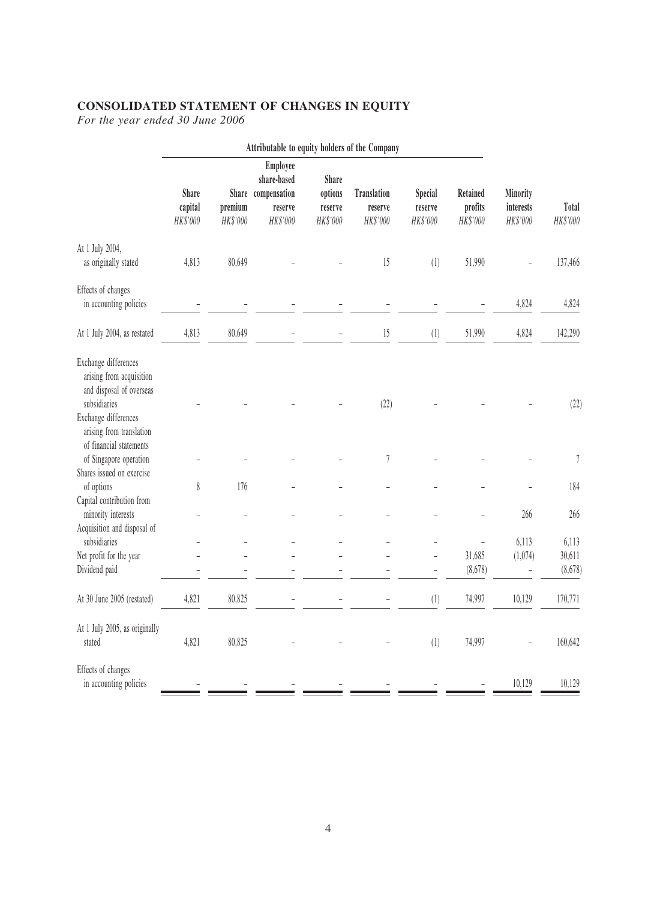# CONSOLIDATED STATEMENT OF CHANGES IN EQUITY

*For the year ended 30 June 2006*

| | Attributable to equity holders of the Company | | | | | | | | |
|---|---|---|---|---|---|---|---|---|---|
| | Share capital HK$'000 | Share premium HK$'000 | Employee share-based compensation reserve HK$'000 | Share options reserve HK$'000 | Translation reserve HK$'000 | Special reserve HK$'000 | Retained profits HK$'000 | Minority interests HK$'000 | Total HK$'000 |
| At 1 July 2004, as originally stated | 4,813 | 80,649 | – | – | 15 | (1) | 51,990 | – | 137,466 |
| Effects of changes in accounting policies | – | – | – | – | – | – | – | 4,824 | 4,824 |
| At 1 July 2004, as restated | 4,813 | 80,649 | – | – | 15 | (1) | 51,990 | 4,824 | 142,290 |
| Exchange differences arising from acquisition and disposal of overseas subsidiaries | – | – | – | – | (22) | – | – | – | (22) |
| Exchange differences arising from translation of financial statements of Singapore operation | – | – | – | – | 7 | – | – | – | 7 |
| Shares issued on exercise of options | 8 | 176 | – | – | – | – | – | – | 184 |
| Capital contribution from minority interests | – | – | – | – | – | – | – | 266 | 266 |
| Acquisition and disposal of subsidiaries | – | – | – | – | – | – | – | 6,113 | 6,113 |
| Net profit for the year | – | – | – | – | – | – | 31,685 | (1,074) | 30,611 |
| Dividend paid | – | – | – | – | – | – | (8,678) | – | (8,678) |
| At 30 June 2005 (restated) | 4,821 | 80,825 | – | – | – | (1) | 74,997 | 10,129 | 170,771 |
| At 1 July 2005, as originally stated | 4,821 | 80,825 | – | – | – | (1) | 74,997 | – | 160,642 |
| Effects of changes in accounting policies | – | – | – | – | – | – | – | 10,129 | 10,129 |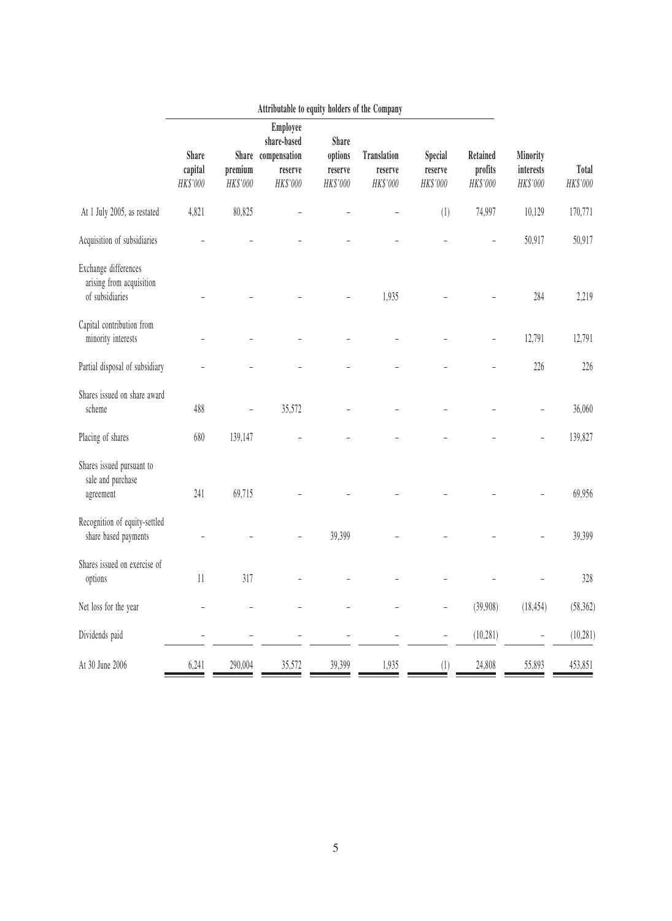| | Attributable to equity holders of the Company | | | | | | | | |
|---|---|---|---|---|---|---|---|---|---|
| | Share capital | Share premium | Employee share-based compensation reserve | Share options reserve | Translation reserve | Special reserve | Retained profits | Minority interests | Total |
| | *HK$'000* | *HK$'000* | *HK$'000* | *HK$'000* | *HK$'000* | *HK$'000* | *HK$'000* | *HK$'000* | *HK$'000* |
| At 1 July 2005, as restated | 4,821 | 80,825 | – | – | – | (1) | 74,997 | 10,129 | 170,771 |
| Acquisition of subsidiaries | – | – | – | – | – | – | – | 50,917 | 50,917 |
| Exchange differences arising from acquisition of subsidiaries | – | – | – | – | 1,935 | – | – | 284 | 2,219 |
| Capital contribution from minority interests | – | – | – | – | – | – | – | 12,791 | 12,791 |
| Partial disposal of subsidiary | – | – | – | – | – | – | – | 226 | 226 |
| Shares issued on share award scheme | 488 | – | 35,572 | – | – | – | – | – | 36,060 |
| Placing of shares | 680 | 139,147 | – | – | – | – | – | – | 139,827 |
| Shares issued pursuant to sale and purchase agreement | 241 | 69,715 | – | – | – | – | – | – | 69,956 |
| Recognition of equity-settled share based payments | – | – | – | 39,399 | – | – | – | – | 39,399 |
| Shares issued on exercise of options | 11 | 317 | – | – | – | – | – | – | 328 |
| Net loss for the year | – | – | – | – | – | – | (39,908) | (18,454) | (58,362) |
| Dividends paid | – | – | – | – | – | – | (10,281) | – | (10,281) |
| At 30 June 2006 | 6,241 | 290,004 | 35,572 | 39,399 | 1,935 | (1) | 24,808 | 55,893 | 453,851 |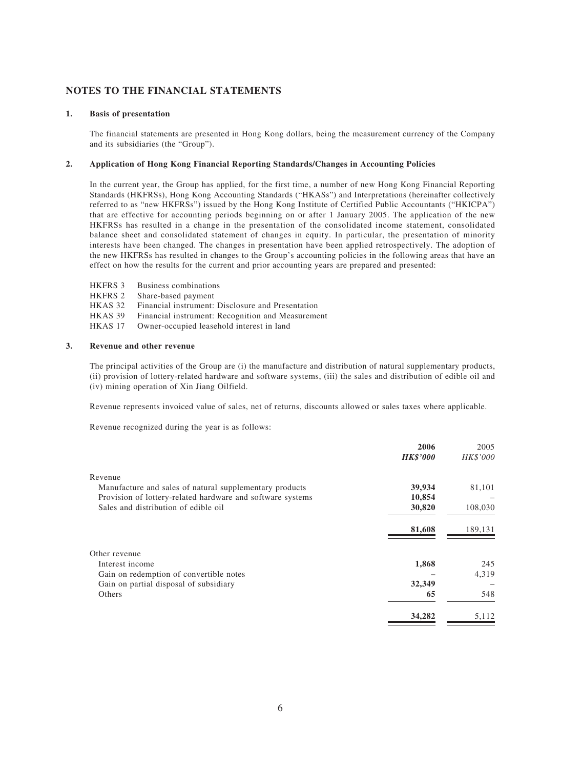# NOTES TO THE FINANCIAL STATEMENTS

## 1. Basis of presentation

The financial statements are presented in Hong Kong dollars, being the measurement currency of the Company and its subsidiaries (the "Group").

## 2. Application of Hong Kong Financial Reporting Standards/Changes in Accounting Policies

In the current year, the Group has applied, for the first time, a number of new Hong Kong Financial Reporting Standards (HKFRSs), Hong Kong Accounting Standards ("HKASs") and Interpretations (hereinafter collectively referred to as "new HKFRSs") issued by the Hong Kong Institute of Certified Public Accountants ("HKICPA") that are effective for accounting periods beginning on or after 1 January 2005. The application of the new HKFRSs has resulted in a change in the presentation of the consolidated income statement, consolidated balance sheet and consolidated statement of changes in equity. In particular, the presentation of minority interests have been changed. The changes in presentation have been applied retrospectively. The adoption of the new HKFRSs has resulted in changes to the Group's accounting policies in the following areas that have an effect on how the results for the current and prior accounting years are prepared and presented:

| | |
|---|---|
| HKFRS 3 | Business combinations |
| HKFRS 2 | Share-based payment |
| HKAS 32 | Financial instrument: Disclosure and Presentation |
| HKAS 39 | Financial instrument: Recognition and Measurement |
| HKAS 17 | Owner-occupied leasehold interest in land |

## 3. Revenue and other revenue

The principal activities of the Group are (i) the manufacture and distribution of natural supplementary products, (ii) provision of lottery-related hardware and software systems, (iii) the sales and distribution of edible oil and (iv) mining operation of Xin Jiang Oilfield.

Revenue represents invoiced value of sales, net of returns, discounts allowed or sales taxes where applicable.

Revenue recognized during the year is as follows:

| | **2006** | 2005 |
|---|---|---|
| | ***HK$'000*** | *HK$'000* |
| Revenue | | |
| Manufacture and sales of natural supplementary products | **39,934** | 81,101 |
| Provision of lottery-related hardware and software systems | **10,854** | – |
| Sales and distribution of edible oil | **30,820** | 108,030 |
| | **81,608** | 189,131 |
| Other revenue | | |
| Interest income | **1,868** | 245 |
| Gain on redemption of convertible notes | **–** | 4,319 |
| Gain on partial disposal of subsidiary | **32,349** | – |
| Others | **65** | 548 |
| | **34,282** | 5,112 |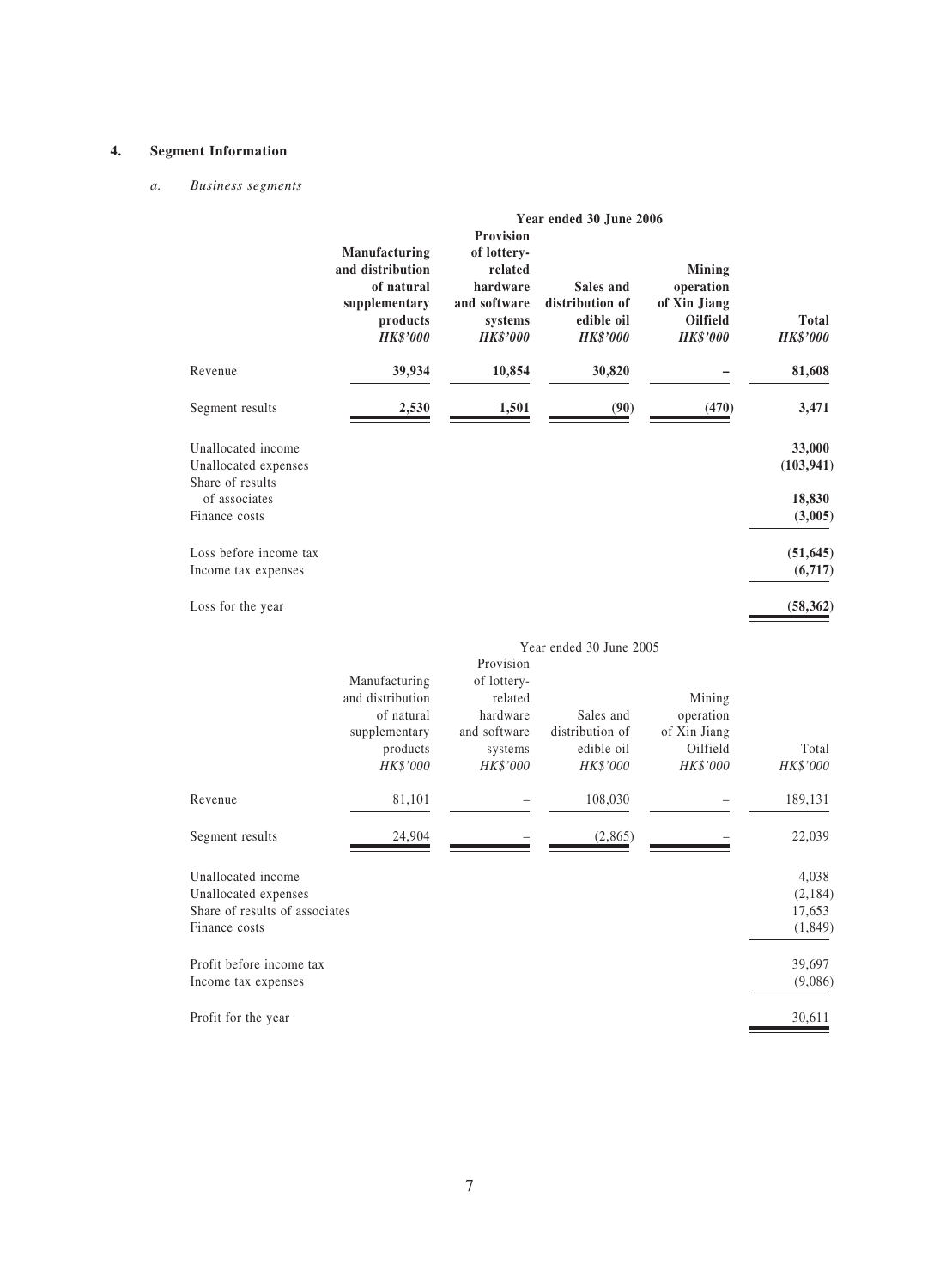## 4. Segment Information

### *a. Business segments*

| | Year ended 30 June 2006 | | | | |
|---|---|---|---|---|---|
| | **Manufacturing and distribution of natural supplementary products** | **Provision of lottery-related hardware and software systems** | **Sales and distribution of edible oil** | **Mining operation of Xin Jiang Oilfield** | **Total** |
| | ***HK$'000*** | ***HK$'000*** | ***HK$'000*** | ***HK$'000*** | ***HK$'000*** |
| Revenue | **39,934** | **10,854** | **30,820** | **–** | **81,608** |
| Segment results | **2,530** | **1,501** | **(90)** | **(470)** | **3,471** |
| Unallocated income | | | | | **33,000** |
| Unallocated expenses | | | | | **(103,941)** |
| Share of results of associates | | | | | **18,830** |
| Finance costs | | | | | **(3,005)** |
| Loss before income tax | | | | | **(51,645)** |
| Income tax expenses | | | | | **(6,717)** |
| Loss for the year | | | | | **(58,362)** |

| | Year ended 30 June 2005 | | | | |
|---|---|---|---|---|---|
| | Manufacturing and distribution of natural supplementary products | Provision of lottery-related hardware and software systems | Sales and distribution of edible oil | Mining operation of Xin Jiang Oilfield | Total |
| | *HK$'000* | *HK$'000* | *HK$'000* | *HK$'000* | *HK$'000* |
| Revenue | 81,101 | – | 108,030 | – | 189,131 |
| Segment results | 24,904 | – | (2,865) | – | 22,039 |
| Unallocated income | | | | | 4,038 |
| Unallocated expenses | | | | | (2,184) |
| Share of results of associates | | | | | 17,653 |
| Finance costs | | | | | (1,849) |
| Profit before income tax | | | | | 39,697 |
| Income tax expenses | | | | | (9,086) |
| Profit for the year | | | | | 30,611 |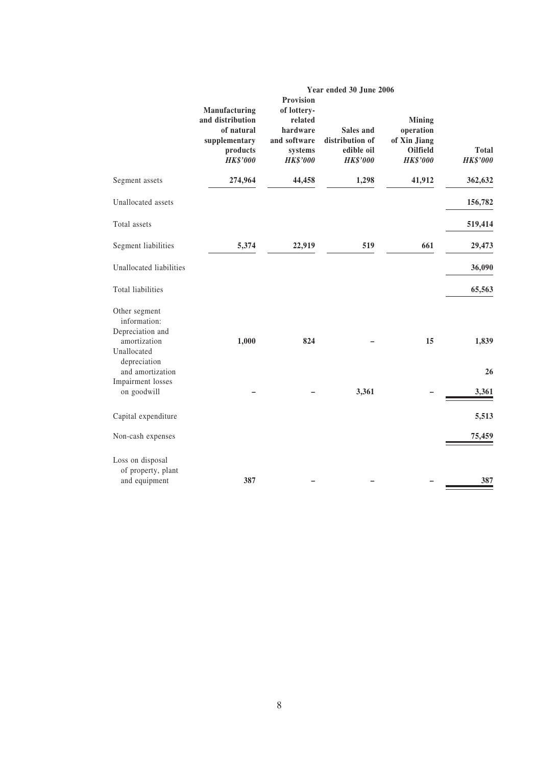| | Year ended 30 June 2006 | | | | |
|---|---|---|---|---|---|
| | Manufacturing and distribution of natural supplementary products *HK$'000* | Provision of lottery-related hardware and software systems *HK$'000* | Sales and distribution of edible oil *HK$'000* | Mining operation of Xin Jiang Oilfield *HK$'000* | Total *HK$'000* |
| Segment assets | 274,964 | 44,458 | 1,298 | 41,912 | 362,632 |
| Unallocated assets | | | | | 156,782 |
| Total assets | | | | | 519,414 |
| Segment liabilities | 5,374 | 22,919 | 519 | 661 | 29,473 |
| Unallocated liabilities | | | | | 36,090 |
| Total liabilities | | | | | 65,563 |
| Other segment information: | | | | | |
| Depreciation and amortization | 1,000 | 824 | – | 15 | 1,839 |
| Unallocated depreciation and amortization | | | | | 26 |
| Impairment losses on goodwill | – | – | 3,361 | – | 3,361 |
| Capital expenditure | | | | | 5,513 |
| Non-cash expenses | | | | | 75,459 |
| Loss on disposal of property, plant and equipment | 387 | – | – | – | 387 |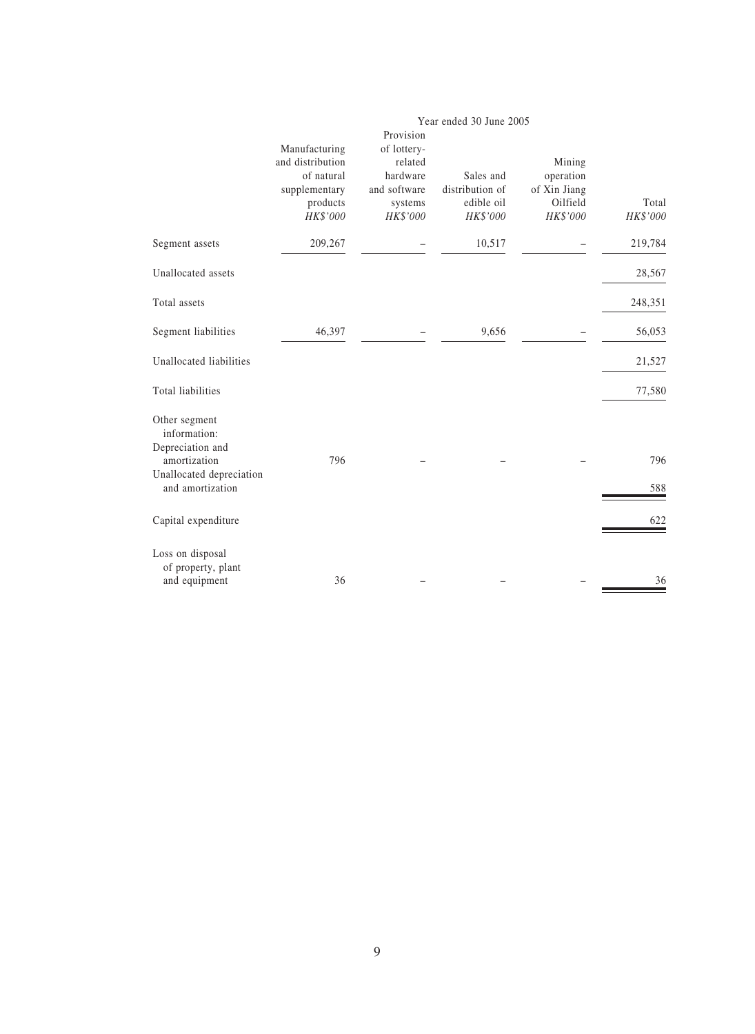| | Year ended 30 June 2005 | | | | |
|---|---|---|---|---|---|
| | Manufacturing and distribution of natural supplementary products | Provision of lottery-related hardware and software systems | Sales and distribution of edible oil | Mining operation of Xin Jiang Oilfield | Total |
| | *HK$'000* | *HK$'000* | *HK$'000* | *HK$'000* | *HK$'000* |
| Segment assets | 209,267 | – | 10,517 | – | 219,784 |
| Unallocated assets | | | | | 28,567 |
| Total assets | | | | | 248,351 |
| Segment liabilities | 46,397 | – | 9,656 | – | 56,053 |
| Unallocated liabilities | | | | | 21,527 |
| Total liabilities | | | | | 77,580 |
| Other segment information: | | | | | |
| Depreciation and amortization | 796 | – | – | – | 796 |
| Unallocated depreciation and amortization | | | | | 588 |
| Capital expenditure | | | | | 622 |
| Loss on disposal of property, plant and equipment | 36 | – | – | – | 36 |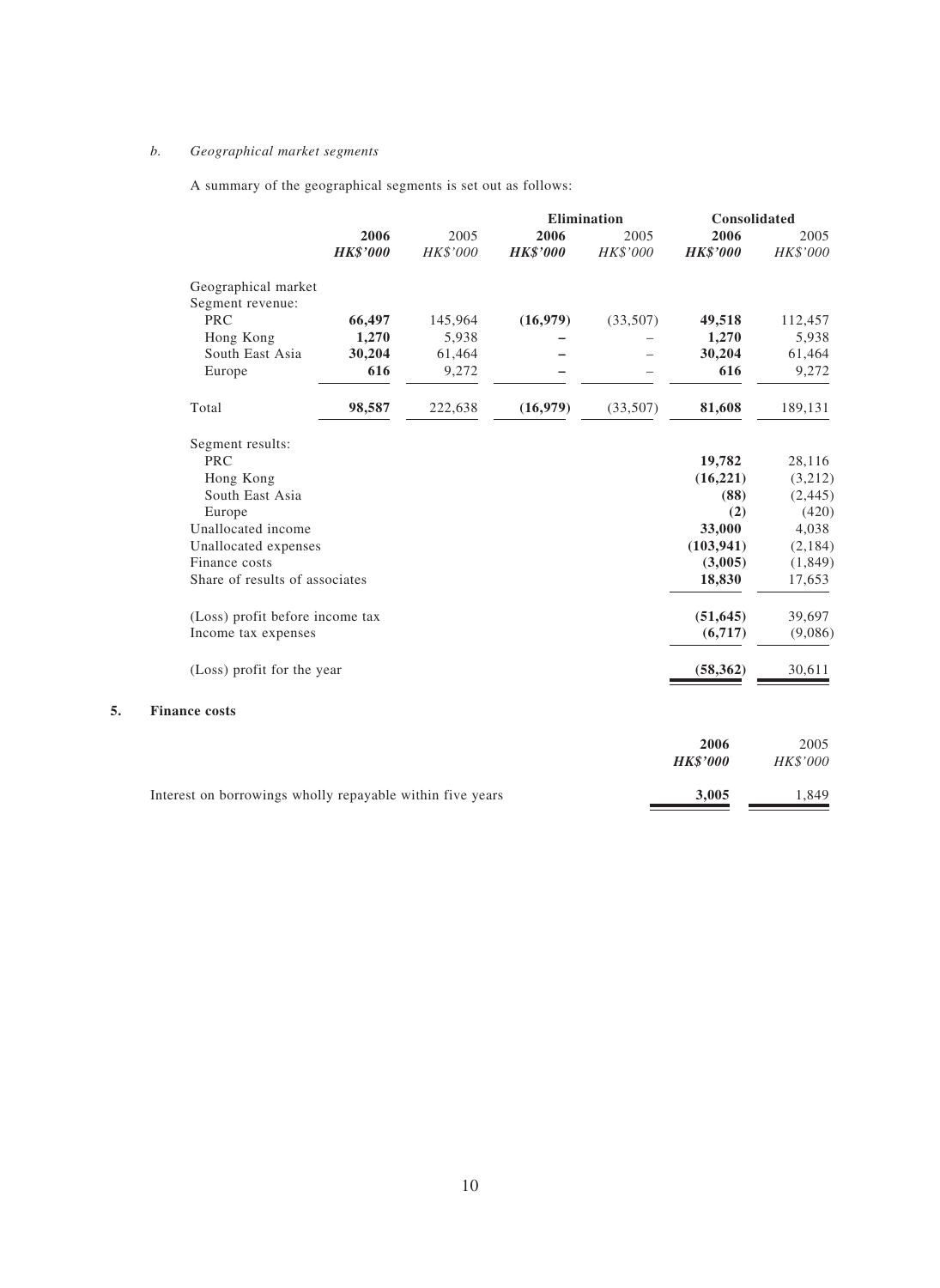*b. Geographical market segments*

A summary of the geographical segments is set out as follows:

| | 2006 | 2005 | Elimination | | Consolidated | |
|---|---|---|---|---|---|---|
| | | | **2006** | 2005 | **2006** | 2005 |
| | ***HK$'000*** | *HK$'000* | ***HK$'000*** | *HK$'000* | ***HK$'000*** | *HK$'000* |
| Geographical market | | | | | | |
| Segment revenue: | | | | | | |
| PRC | **66,497** | 145,964 | **(16,979)** | (33,507) | **49,518** | 112,457 |
| Hong Kong | **1,270** | 5,938 | **–** | – | **1,270** | 5,938 |
| South East Asia | **30,204** | 61,464 | **–** | – | **30,204** | 61,464 |
| Europe | **616** | 9,272 | **–** | – | **616** | 9,272 |
| Total | **98,587** | 222,638 | **(16,979)** | (33,507) | **81,608** | 189,131 |
| Segment results: | | | | | | |
| PRC | | | | | **19,782** | 28,116 |
| Hong Kong | | | | | **(16,221)** | (3,212) |
| South East Asia | | | | | **(88)** | (2,445) |
| Europe | | | | | **(2)** | (420) |
| Unallocated income | | | | | **33,000** | 4,038 |
| Unallocated expenses | | | | | **(103,941)** | (2,184) |
| Finance costs | | | | | **(3,005)** | (1,849) |
| Share of results of associates | | | | | **18,830** | 17,653 |
| (Loss) profit before income tax | | | | | **(51,645)** | 39,697 |
| Income tax expenses | | | | | **(6,717)** | (9,086) |
| (Loss) profit for the year | | | | | **(58,362)** | 30,611 |

## 5. Finance costs

| | 2006 | 2005 |
|---|---|---|
| | ***HK$'000*** | *HK$'000* |
| Interest on borrowings wholly repayable within five years | **3,005** | 1,849 |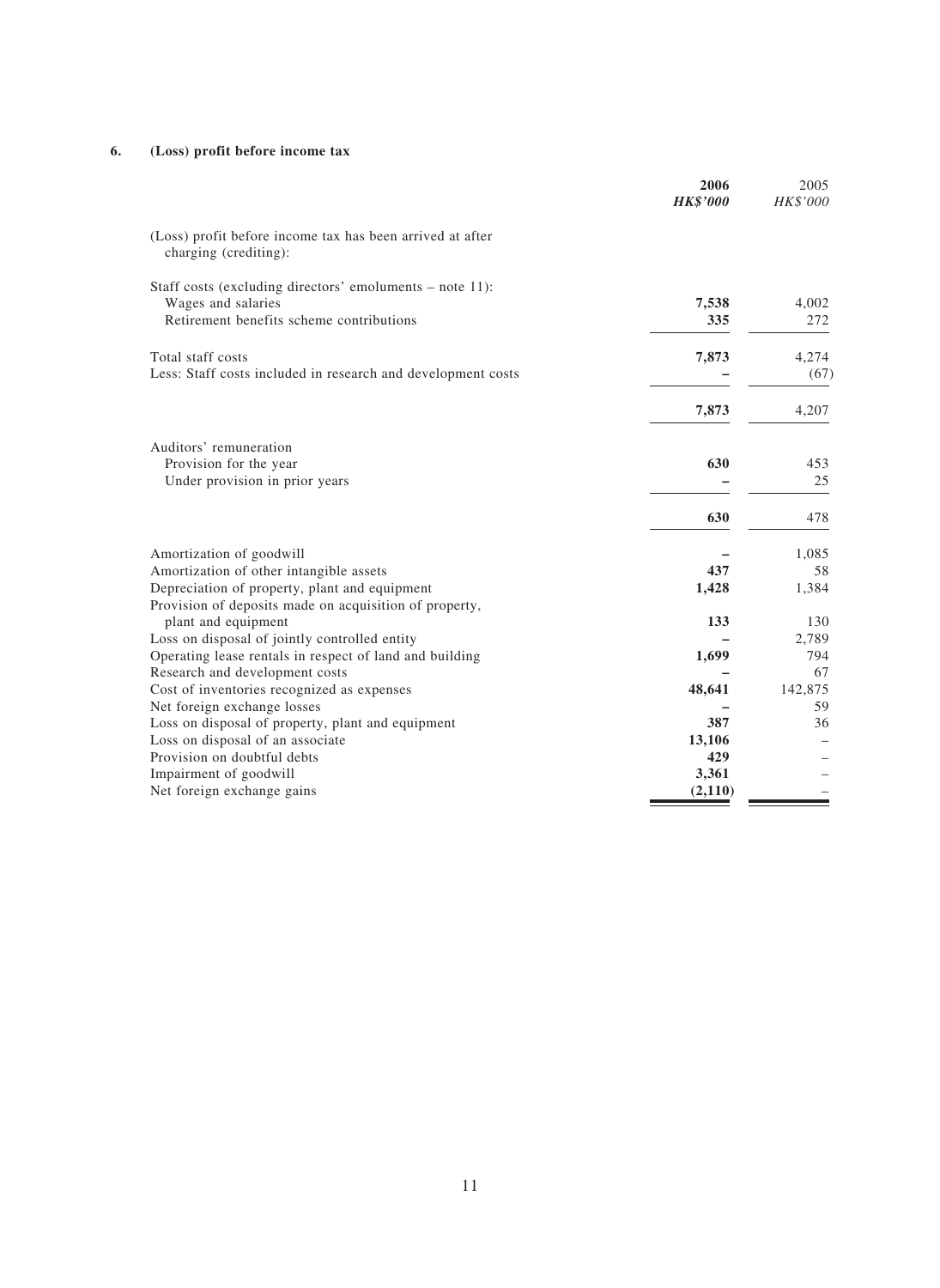## 6. (Loss) profit before income tax

| | 2006 HK$'000 | 2005 HK$'000 |
|---|---|---|
| (Loss) profit before income tax has been arrived at after charging (crediting): | | |
| Staff costs (excluding directors' emoluments – note 11): | | |
| Wages and salaries | **7,538** | 4,002 |
| Retirement benefits scheme contributions | **335** | 272 |
| Total staff costs | **7,873** | 4,274 |
| Less: Staff costs included in research and development costs | **–** | (67) |
| | **7,873** | 4,207 |
| Auditors' remuneration | | |
| Provision for the year | **630** | 453 |
| Under provision in prior years | **–** | 25 |
| | **630** | 478 |
| Amortization of goodwill | **–** | 1,085 |
| Amortization of other intangible assets | **437** | 58 |
| Depreciation of property, plant and equipment | **1,428** | 1,384 |
| Provision of deposits made on acquisition of property, plant and equipment | **133** | 130 |
| Loss on disposal of jointly controlled entity | **–** | 2,789 |
| Operating lease rentals in respect of land and building | **1,699** | 794 |
| Research and development costs | **–** | 67 |
| Cost of inventories recognized as expenses | **48,641** | 142,875 |
| Net foreign exchange losses | **–** | 59 |
| Loss on disposal of property, plant and equipment | **387** | 36 |
| Loss on disposal of an associate | **13,106** | – |
| Provision on doubtful debts | **429** | – |
| Impairment of goodwill | **3,361** | – |
| Net foreign exchange gains | **(2,110)** | – |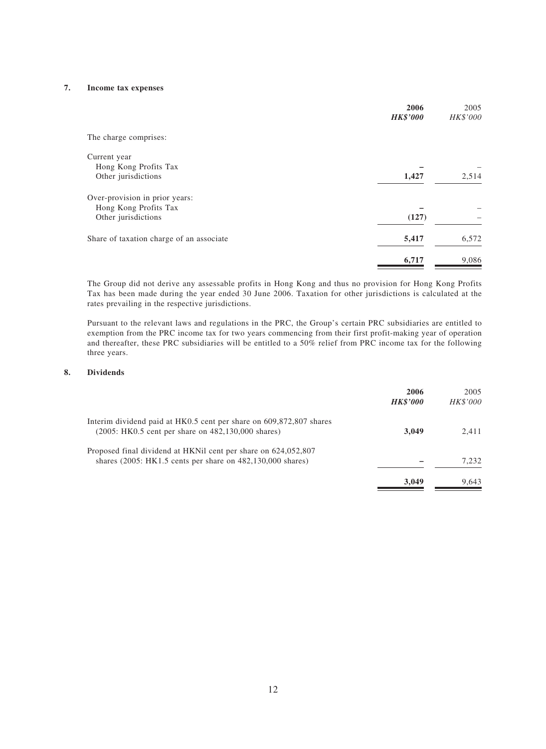## 7. Income tax expenses

| | **2006** | 2005 |
|---|---|---|
| | ***HK$'000*** | *HK$'000* |
| The charge comprises: | | |
| Current year | | |
| Hong Kong Profits Tax | **–** | – |
| Other jurisdictions | **1,427** | 2,514 |
| Over-provision in prior years: | | |
| Hong Kong Profits Tax | **–** | – |
| Other jurisdictions | **(127)** | – |
| Share of taxation charge of an associate | **5,417** | 6,572 |
| | **6,717** | 9,086 |

The Group did not derive any assessable profits in Hong Kong and thus no provision for Hong Kong Profits Tax has been made during the year ended 30 June 2006. Taxation for other jurisdictions is calculated at the rates prevailing in the respective jurisdictions.

Pursuant to the relevant laws and regulations in the PRC, the Group's certain PRC subsidiaries are entitled to exemption from the PRC income tax for two years commencing from their first profit-making year of operation and thereafter, these PRC subsidiaries will be entitled to a 50% relief from PRC income tax for the following three years.

## 8. Dividends

| | **2006** | 2005 |
|---|---|---|
| | ***HK$'000*** | *HK$'000* |
| Interim dividend paid at HK0.5 cent per share on 609,872,807 shares (2005: HK0.5 cent per share on 482,130,000 shares) | **3,049** | 2,411 |
| Proposed final dividend at HKNil cent per share on 624,052,807 shares (2005: HK1.5 cents per share on 482,130,000 shares) | **–** | 7,232 |
| | **3,049** | 9,643 |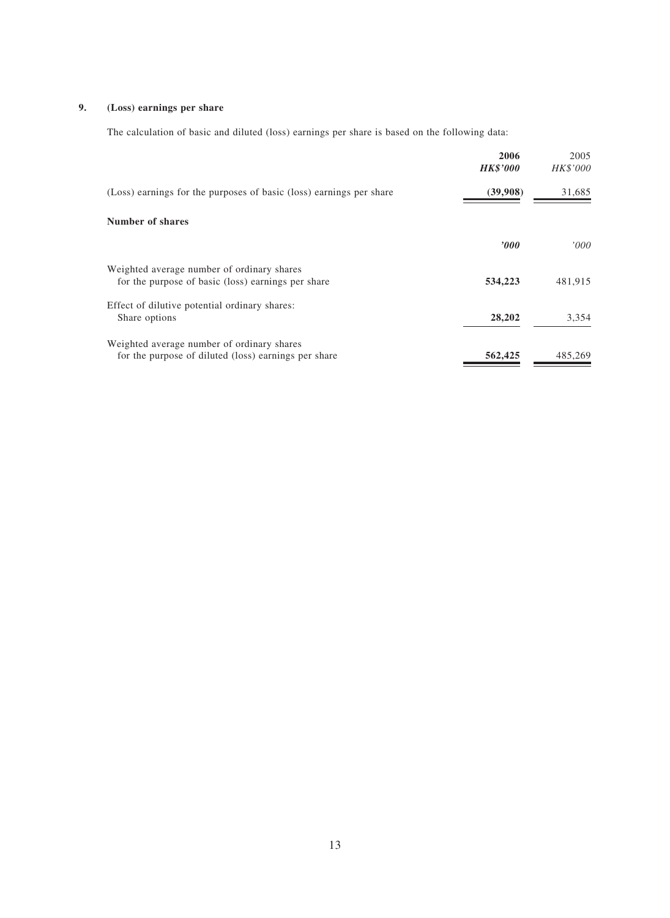### 9. (Loss) earnings per share

The calculation of basic and diluted (loss) earnings per share is based on the following data:

| | 2006 | 2005 |
|---|---|---|
| | ***HK$'000*** | *HK$'000* |
| (Loss) earnings for the purposes of basic (loss) earnings per share | **(39,908)** | 31,685 |
| **Number of shares** | | |
| | ***'000*** | *'000* |
| Weighted average number of ordinary shares for the purpose of basic (loss) earnings per share | **534,223** | 481,915 |
| Effect of dilutive potential ordinary shares: Share options | **28,202** | 3,354 |
| Weighted average number of ordinary shares for the purpose of diluted (loss) earnings per share | **562,425** | 485,269 |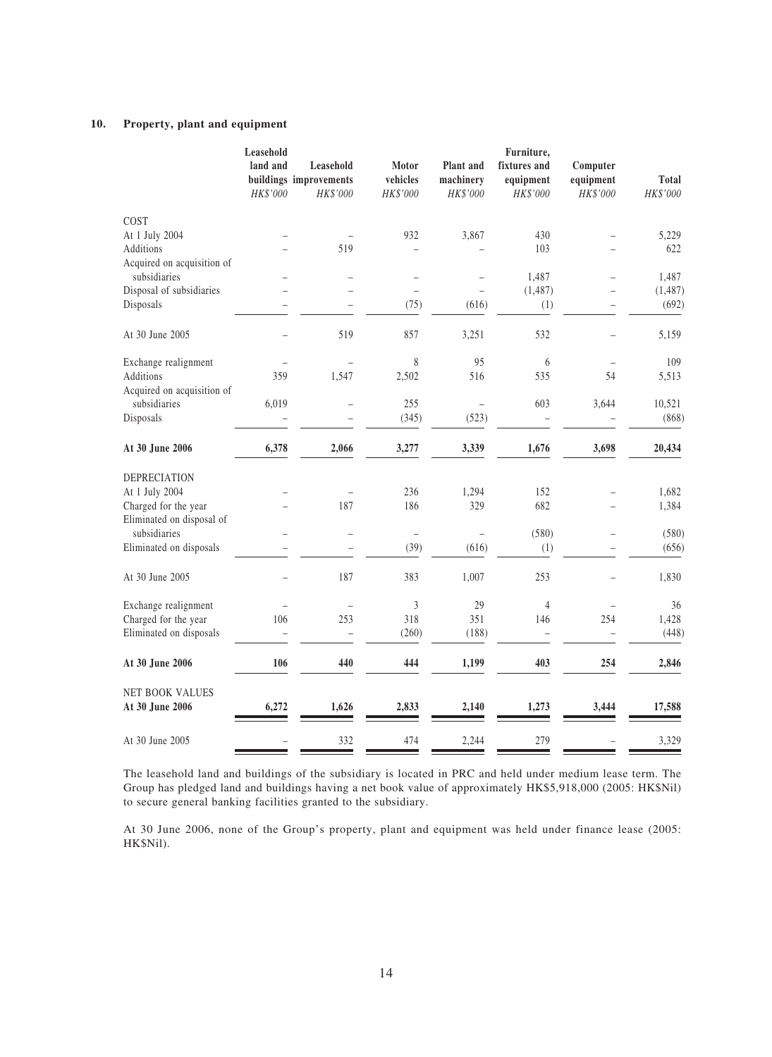## 10. Property, plant and equipment

| | Leasehold land and buildings | Leasehold improvements | Motor vehicles | Plant and machinery | Furniture, fixtures and equipment | Computer equipment | Total |
|---|---|---|---|---|---|---|---|
| | *HK$'000* | *HK$'000* | *HK$'000* | *HK$'000* | *HK$'000* | *HK$'000* | *HK$'000* |
| COST | | | | | | | |
| At 1 July 2004 | – | – | 932 | 3,867 | 430 | – | 5,229 |
| Additions | – | 519 | – | – | 103 | – | 622 |
| Acquired on acquisition of subsidiaries | – | – | – | – | 1,487 | – | 1,487 |
| Disposal of subsidiaries | – | – | – | – | (1,487) | – | (1,487) |
| Disposals | – | – | (75) | (616) | (1) | – | (692) |
| At 30 June 2005 | – | 519 | 857 | 3,251 | 532 | – | 5,159 |
| Exchange realignment | – | – | 8 | 95 | 6 | – | 109 |
| Additions | 359 | 1,547 | 2,502 | 516 | 535 | 54 | 5,513 |
| Acquired on acquisition of subsidiaries | 6,019 | – | 255 | – | 603 | 3,644 | 10,521 |
| Disposals | – | – | (345) | (523) | – | – | (868) |
| **At 30 June 2006** | **6,378** | **2,066** | **3,277** | **3,339** | **1,676** | **3,698** | **20,434** |
| DEPRECIATION | | | | | | | |
| At 1 July 2004 | – | – | 236 | 1,294 | 152 | – | 1,682 |
| Charged for the year | – | 187 | 186 | 329 | 682 | – | 1,384 |
| Eliminated on disposal of subsidiaries | – | – | – | – | (580) | – | (580) |
| Eliminated on disposals | – | – | (39) | (616) | (1) | – | (656) |
| At 30 June 2005 | – | 187 | 383 | 1,007 | 253 | – | 1,830 |
| Exchange realignment | – | – | 3 | 29 | 4 | – | 36 |
| Charged for the year | 106 | 253 | 318 | 351 | 146 | 254 | 1,428 |
| Eliminated on disposals | – | – | (260) | (188) | – | – | (448) |
| **At 30 June 2006** | **106** | **440** | **444** | **1,199** | **403** | **254** | **2,846** |
| NET BOOK VALUES | | | | | | | |
| **At 30 June 2006** | **6,272** | **1,626** | **2,833** | **2,140** | **1,273** | **3,444** | **17,588** |
| At 30 June 2005 | – | 332 | 474 | 2,244 | 279 | – | 3,329 |

The leasehold land and buildings of the subsidiary is located in PRC and held under medium lease term. The Group has pledged land and buildings having a net book value of approximately HK$5,918,000 (2005: HK$Nil) to secure general banking facilities granted to the subsidiary.

At 30 June 2006, none of the Group's property, plant and equipment was held under finance lease (2005: HK$Nil).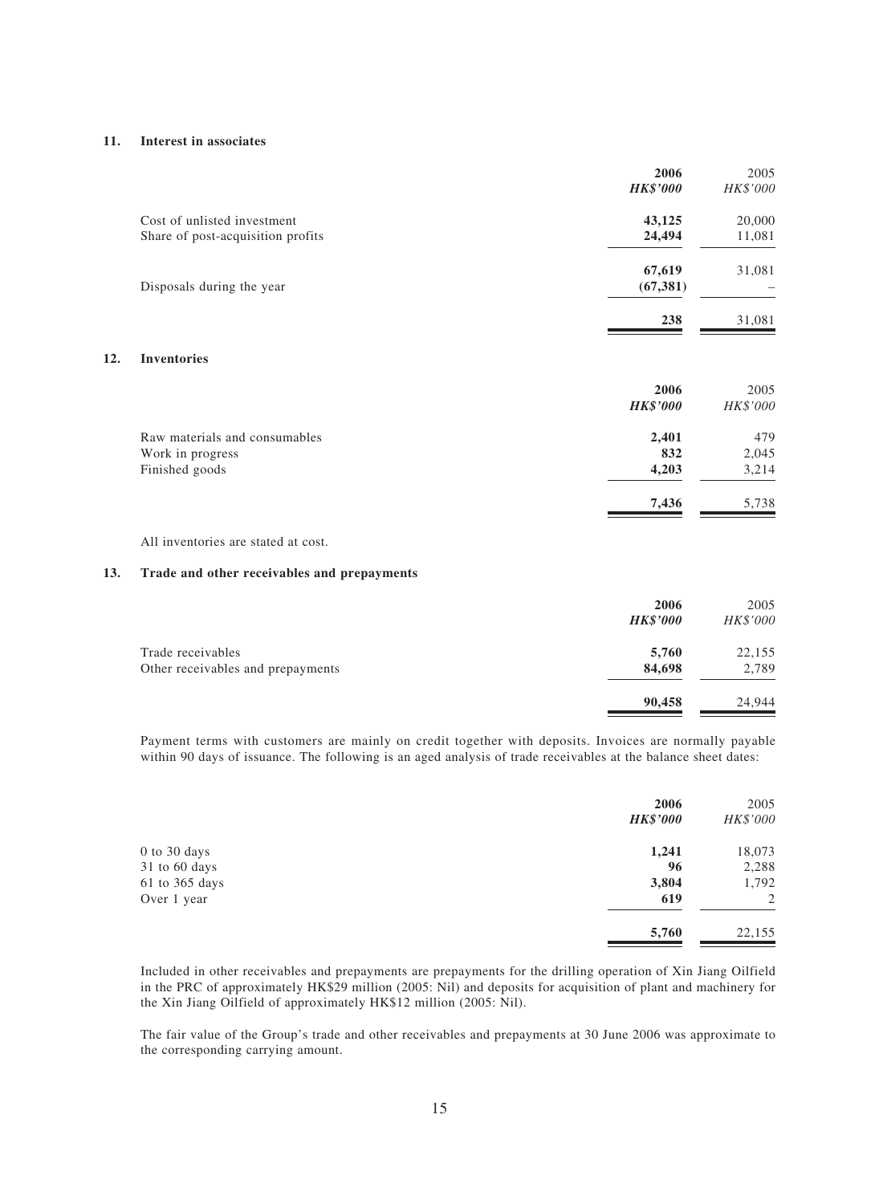## 11. Interest in associates

| | 2006<br>*HK$'000* | 2005<br>*HK$'000* |
|---|---|---|
| Cost of unlisted investment | 43,125 | 20,000 |
| Share of post-acquisition profits | 24,494 | 11,081 |
| | 67,619 | 31,081 |
| Disposals during the year | (67,381) | – |
| | 238 | 31,081 |

## 12. Inventories

| | 2006<br>*HK$'000* | 2005<br>*HK$'000* |
|---|---|---|
| Raw materials and consumables | 2,401 | 479 |
| Work in progress | 832 | 2,045 |
| Finished goods | 4,203 | 3,214 |
| | 7,436 | 5,738 |

All inventories are stated at cost.

## 13. Trade and other receivables and prepayments

| | 2006<br>*HK$'000* | 2005<br>*HK$'000* |
|---|---|---|
| Trade receivables | 5,760 | 22,155 |
| Other receivables and prepayments | 84,698 | 2,789 |
| | 90,458 | 24,944 |

Payment terms with customers are mainly on credit together with deposits. Invoices are normally payable within 90 days of issuance. The following is an aged analysis of trade receivables at the balance sheet dates:

| | 2006<br>*HK$'000* | 2005<br>*HK$'000* |
|---|---|---|
| 0 to 30 days | 1,241 | 18,073 |
| 31 to 60 days | 96 | 2,288 |
| 61 to 365 days | 3,804 | 1,792 |
| Over 1 year | 619 | 2 |
| | 5,760 | 22,155 |

Included in other receivables and prepayments are prepayments for the drilling operation of Xin Jiang Oilfield in the PRC of approximately HK$29 million (2005: Nil) and deposits for acquisition of plant and machinery for the Xin Jiang Oilfield of approximately HK$12 million (2005: Nil).

The fair value of the Group's trade and other receivables and prepayments at 30 June 2006 was approximate to the corresponding carrying amount.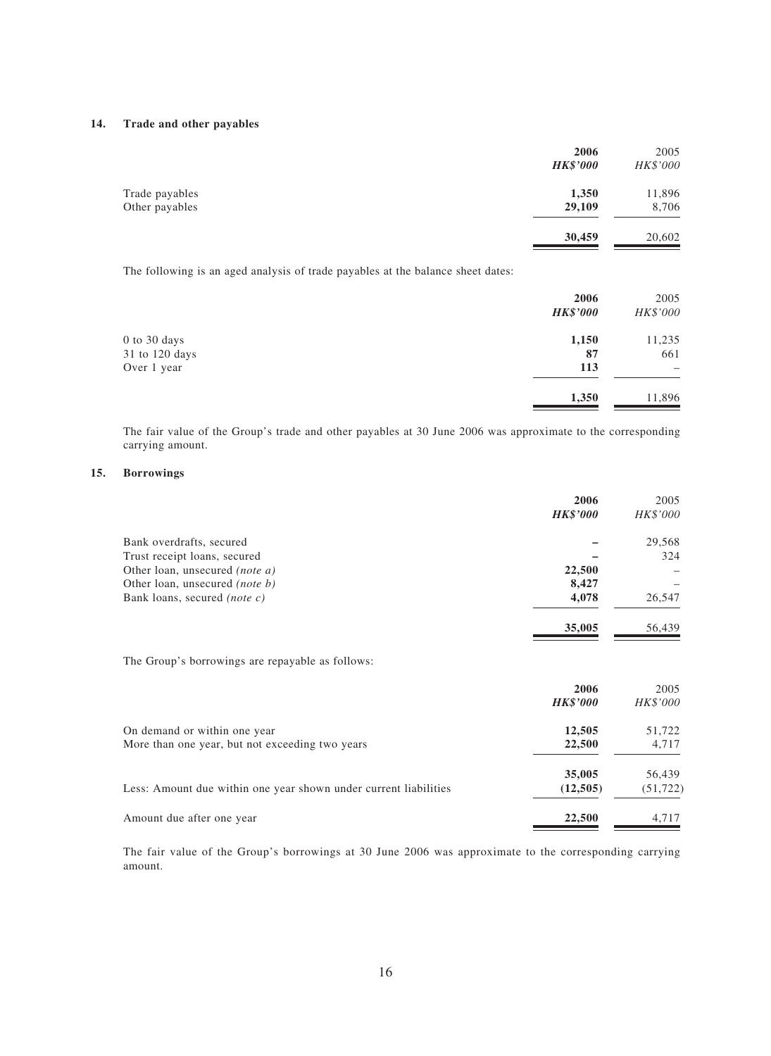## 14. Trade and other payables

| | 2006 | 2005 |
|---|---|---|
| | ***HK$'000*** | *HK$'000* |
| Trade payables | **1,350** | 11,896 |
| Other payables | **29,109** | 8,706 |
| | **30,459** | 20,602 |

The following is an aged analysis of trade payables at the balance sheet dates:

| | 2006 | 2005 |
|---|---|---|
| | ***HK$'000*** | *HK$'000* |
| 0 to 30 days | **1,150** | 11,235 |
| 31 to 120 days | **87** | 661 |
| Over 1 year | **113** | – |
| | **1,350** | 11,896 |

The fair value of the Group's trade and other payables at 30 June 2006 was approximate to the corresponding carrying amount.

## 15. Borrowings

| | 2006 | 2005 |
|---|---|---|
| | ***HK$'000*** | *HK$'000* |
| Bank overdrafts, secured | **–** | 29,568 |
| Trust receipt loans, secured | **–** | 324 |
| Other loan, unsecured *(note a)* | **22,500** | – |
| Other loan, unsecured *(note b)* | **8,427** | – |
| Bank loans, secured *(note c)* | **4,078** | 26,547 |
| | **35,005** | 56,439 |

The Group's borrowings are repayable as follows:

| | 2006 | 2005 |
|---|---|---|
| | ***HK$'000*** | *HK$'000* |
| On demand or within one year | **12,505** | 51,722 |
| More than one year, but not exceeding two years | **22,500** | 4,717 |
| | **35,005** | 56,439 |
| Less: Amount due within one year shown under current liabilities | **(12,505)** | (51,722) |
| Amount due after one year | **22,500** | 4,717 |

The fair value of the Group's borrowings at 30 June 2006 was approximate to the corresponding carrying amount.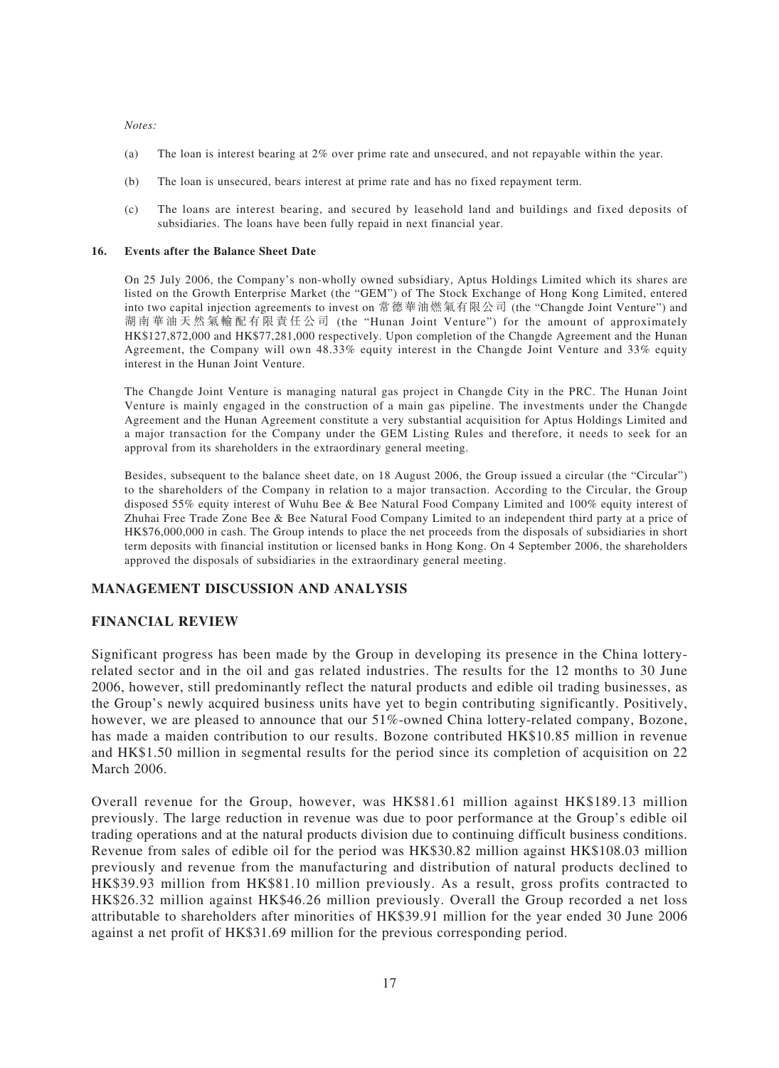*Notes:*

(a) The loan is interest bearing at 2% over prime rate and unsecured, and not repayable within the year.

(b) The loan is unsecured, bears interest at prime rate and has no fixed repayment term.

(c) The loans are interest bearing, and secured by leasehold land and buildings and fixed deposits of subsidiaries. The loans have been fully repaid in next financial year.

**16. Events after the Balance Sheet Date**

On 25 July 2006, the Company's non-wholly owned subsidiary, Aptus Holdings Limited which its shares are listed on the Growth Enterprise Market (the "GEM") of The Stock Exchange of Hong Kong Limited, entered into two capital injection agreements to invest on 常德華油燃氣有限公司 (the "Changde Joint Venture") and 湖南華油天然氣輸配有限責任公司 (the "Hunan Joint Venture") for the amount of approximately HK$127,872,000 and HK$77,281,000 respectively. Upon completion of the Changde Agreement and the Hunan Agreement, the Company will own 48.33% equity interest in the Changde Joint Venture and 33% equity interest in the Hunan Joint Venture.

The Changde Joint Venture is managing natural gas project in Changde City in the PRC. The Hunan Joint Venture is mainly engaged in the construction of a main gas pipeline. The investments under the Changde Agreement and the Hunan Agreement constitute a very substantial acquisition for Aptus Holdings Limited and a major transaction for the Company under the GEM Listing Rules and therefore, it needs to seek for an approval from its shareholders in the extraordinary general meeting.

Besides, subsequent to the balance sheet date, on 18 August 2006, the Group issued a circular (the "Circular") to the shareholders of the Company in relation to a major transaction. According to the Circular, the Group disposed 55% equity interest of Wuhu Bee & Bee Natural Food Company Limited and 100% equity interest of Zhuhai Free Trade Zone Bee & Bee Natural Food Company Limited to an independent third party at a price of HK$76,000,000 in cash. The Group intends to place the net proceeds from the disposals of subsidiaries in short term deposits with financial institution or licensed banks in Hong Kong. On 4 September 2006, the shareholders approved the disposals of subsidiaries in the extraordinary general meeting.

## MANAGEMENT DISCUSSION AND ANALYSIS

## FINANCIAL REVIEW

Significant progress has been made by the Group in developing its presence in the China lottery-related sector and in the oil and gas related industries. The results for the 12 months to 30 June 2006, however, still predominantly reflect the natural products and edible oil trading businesses, as the Group's newly acquired business units have yet to begin contributing significantly. Positively, however, we are pleased to announce that our 51%-owned China lottery-related company, Bozone, has made a maiden contribution to our results. Bozone contributed HK$10.85 million in revenue and HK$1.50 million in segmental results for the period since its completion of acquisition on 22 March 2006.

Overall revenue for the Group, however, was HK$81.61 million against HK$189.13 million previously. The large reduction in revenue was due to poor performance at the Group's edible oil trading operations and at the natural products division due to continuing difficult business conditions. Revenue from sales of edible oil for the period was HK$30.82 million against HK$108.03 million previously and revenue from the manufacturing and distribution of natural products declined to HK$39.93 million from HK$81.10 million previously. As a result, gross profits contracted to HK$26.32 million against HK$46.26 million previously. Overall the Group recorded a net loss attributable to shareholders after minorities of HK$39.91 million for the year ended 30 June 2006 against a net profit of HK$31.69 million for the previous corresponding period.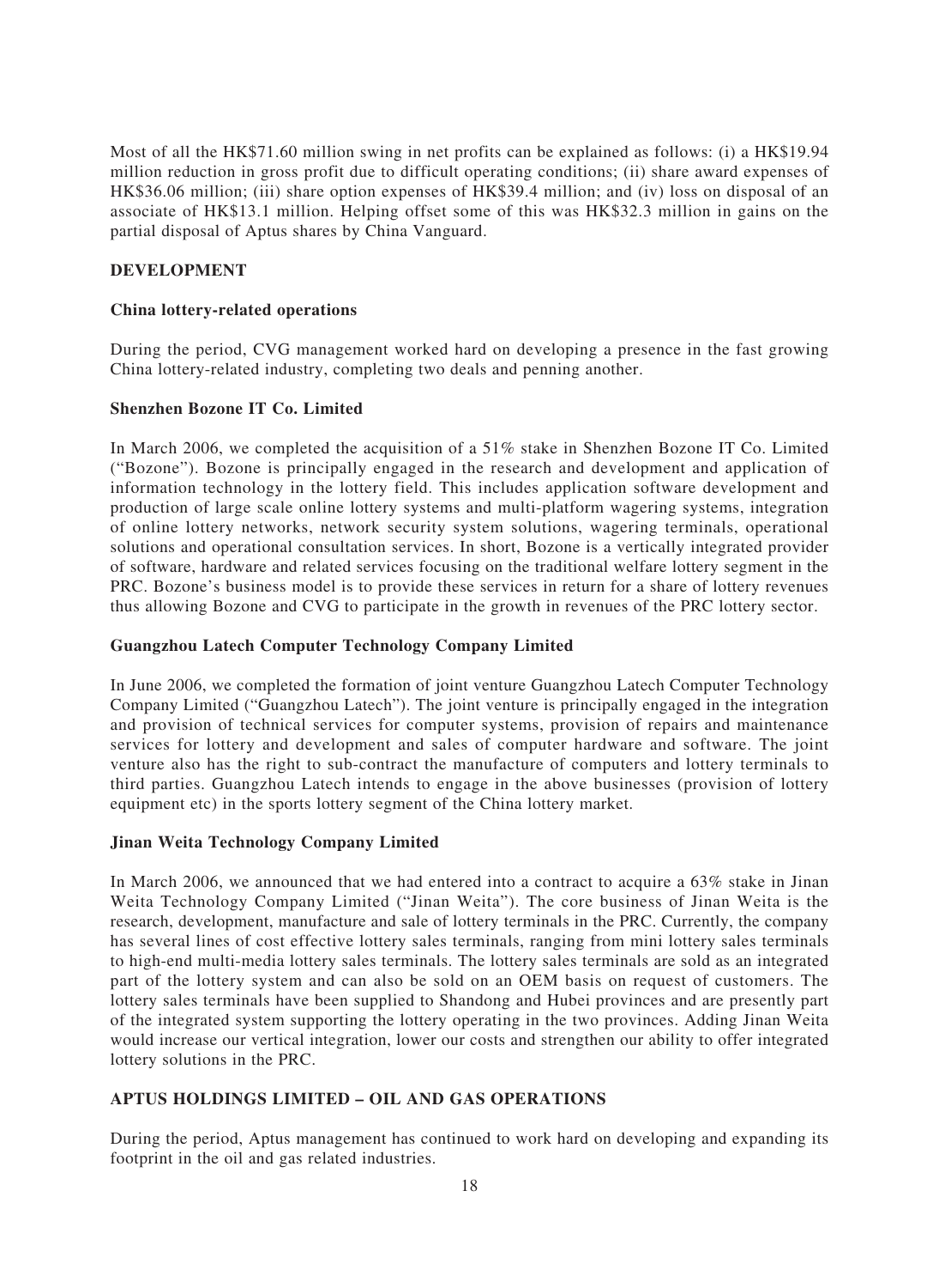Most of all the HK$71.60 million swing in net profits can be explained as follows: (i) a HK$19.94 million reduction in gross profit due to difficult operating conditions; (ii) share award expenses of HK$36.06 million; (iii) share option expenses of HK$39.4 million; and (iv) loss on disposal of an associate of HK$13.1 million. Helping offset some of this was HK$32.3 million in gains on the partial disposal of Aptus shares by China Vanguard.

## DEVELOPMENT

### China lottery-related operations

During the period, CVG management worked hard on developing a presence in the fast growing China lottery-related industry, completing two deals and penning another.

### Shenzhen Bozone IT Co. Limited

In March 2006, we completed the acquisition of a 51% stake in Shenzhen Bozone IT Co. Limited ("Bozone"). Bozone is principally engaged in the research and development and application of information technology in the lottery field. This includes application software development and production of large scale online lottery systems and multi-platform wagering systems, integration of online lottery networks, network security system solutions, wagering terminals, operational solutions and operational consultation services. In short, Bozone is a vertically integrated provider of software, hardware and related services focusing on the traditional welfare lottery segment in the PRC. Bozone's business model is to provide these services in return for a share of lottery revenues thus allowing Bozone and CVG to participate in the growth in revenues of the PRC lottery sector.

### Guangzhou Latech Computer Technology Company Limited

In June 2006, we completed the formation of joint venture Guangzhou Latech Computer Technology Company Limited ("Guangzhou Latech"). The joint venture is principally engaged in the integration and provision of technical services for computer systems, provision of repairs and maintenance services for lottery and development and sales of computer hardware and software. The joint venture also has the right to sub-contract the manufacture of computers and lottery terminals to third parties. Guangzhou Latech intends to engage in the above businesses (provision of lottery equipment etc) in the sports lottery segment of the China lottery market.

### Jinan Weita Technology Company Limited

In March 2006, we announced that we had entered into a contract to acquire a 63% stake in Jinan Weita Technology Company Limited ("Jinan Weita"). The core business of Jinan Weita is the research, development, manufacture and sale of lottery terminals in the PRC. Currently, the company has several lines of cost effective lottery sales terminals, ranging from mini lottery sales terminals to high-end multi-media lottery sales terminals. The lottery sales terminals are sold as an integrated part of the lottery system and can also be sold on an OEM basis on request of customers. The lottery sales terminals have been supplied to Shandong and Hubei provinces and are presently part of the integrated system supporting the lottery operating in the two provinces. Adding Jinan Weita would increase our vertical integration, lower our costs and strengthen our ability to offer integrated lottery solutions in the PRC.

## APTUS HOLDINGS LIMITED – OIL AND GAS OPERATIONS

During the period, Aptus management has continued to work hard on developing and expanding its footprint in the oil and gas related industries.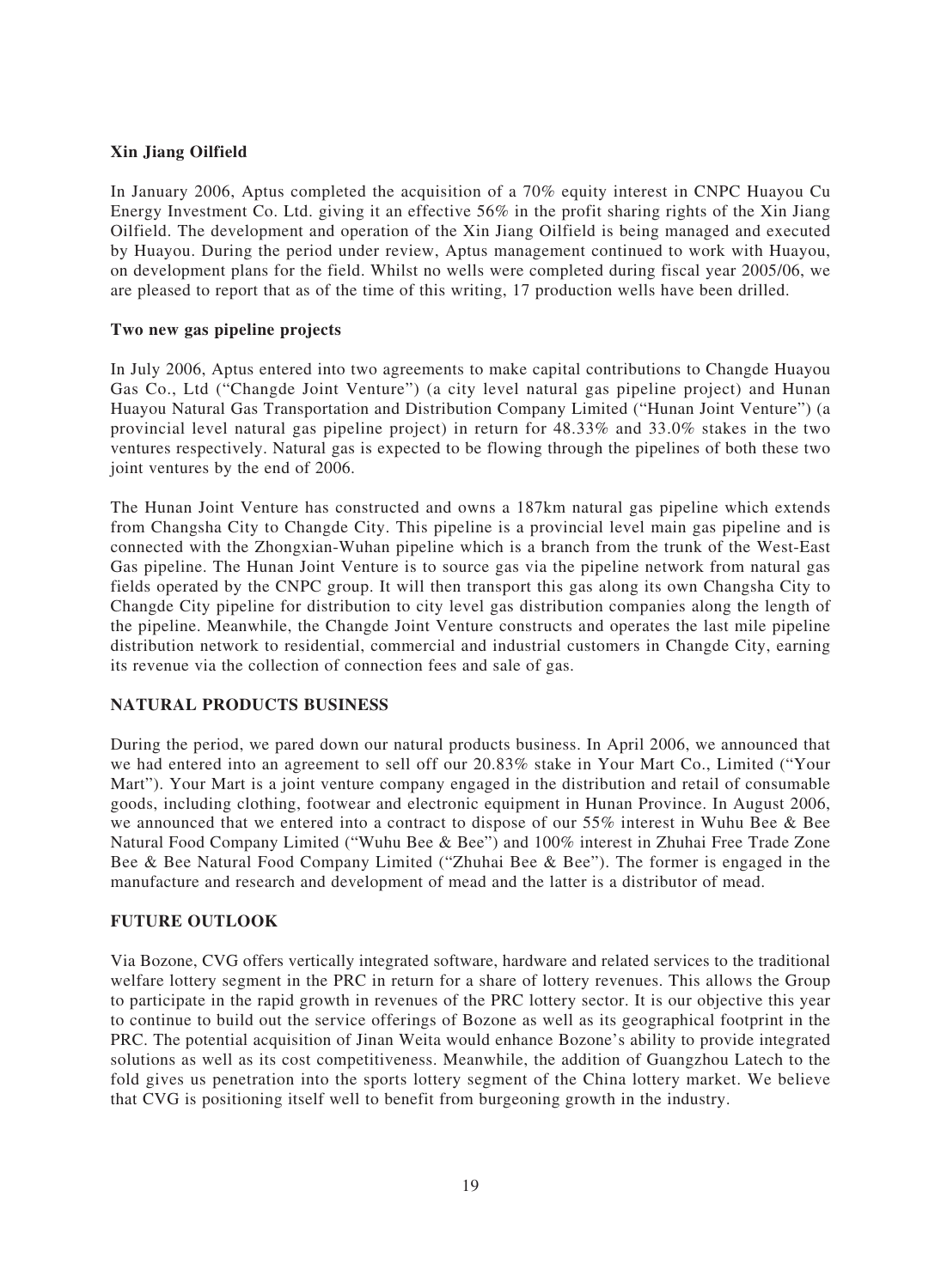**Xin Jiang Oilfield**

In January 2006, Aptus completed the acquisition of a 70% equity interest in CNPC Huayou Cu Energy Investment Co. Ltd. giving it an effective 56% in the profit sharing rights of the Xin Jiang Oilfield. The development and operation of the Xin Jiang Oilfield is being managed and executed by Huayou. During the period under review, Aptus management continued to work with Huayou, on development plans for the field. Whilst no wells were completed during fiscal year 2005/06, we are pleased to report that as of the time of this writing, 17 production wells have been drilled.

**Two new gas pipeline projects**

In July 2006, Aptus entered into two agreements to make capital contributions to Changde Huayou Gas Co., Ltd ("Changde Joint Venture") (a city level natural gas pipeline project) and Hunan Huayou Natural Gas Transportation and Distribution Company Limited ("Hunan Joint Venture") (a provincial level natural gas pipeline project) in return for 48.33% and 33.0% stakes in the two ventures respectively. Natural gas is expected to be flowing through the pipelines of both these two joint ventures by the end of 2006.

The Hunan Joint Venture has constructed and owns a 187km natural gas pipeline which extends from Changsha City to Changde City. This pipeline is a provincial level main gas pipeline and is connected with the Zhongxian-Wuhan pipeline which is a branch from the trunk of the West-East Gas pipeline. The Hunan Joint Venture is to source gas via the pipeline network from natural gas fields operated by the CNPC group. It will then transport this gas along its own Changsha City to Changde City pipeline for distribution to city level gas distribution companies along the length of the pipeline. Meanwhile, the Changde Joint Venture constructs and operates the last mile pipeline distribution network to residential, commercial and industrial customers in Changde City, earning its revenue via the collection of connection fees and sale of gas.

**NATURAL PRODUCTS BUSINESS**

During the period, we pared down our natural products business. In April 2006, we announced that we had entered into an agreement to sell off our 20.83% stake in Your Mart Co., Limited ("Your Mart"). Your Mart is a joint venture company engaged in the distribution and retail of consumable goods, including clothing, footwear and electronic equipment in Hunan Province. In August 2006, we announced that we entered into a contract to dispose of our 55% interest in Wuhu Bee & Bee Natural Food Company Limited ("Wuhu Bee & Bee") and 100% interest in Zhuhai Free Trade Zone Bee & Bee Natural Food Company Limited ("Zhuhai Bee & Bee"). The former is engaged in the manufacture and research and development of mead and the latter is a distributor of mead.

**FUTURE OUTLOOK**

Via Bozone, CVG offers vertically integrated software, hardware and related services to the traditional welfare lottery segment in the PRC in return for a share of lottery revenues. This allows the Group to participate in the rapid growth in revenues of the PRC lottery sector. It is our objective this year to continue to build out the service offerings of Bozone as well as its geographical footprint in the PRC. The potential acquisition of Jinan Weita would enhance Bozone's ability to provide integrated solutions as well as its cost competitiveness. Meanwhile, the addition of Guangzhou Latech to the fold gives us penetration into the sports lottery segment of the China lottery market. We believe that CVG is positioning itself well to benefit from burgeoning growth in the industry.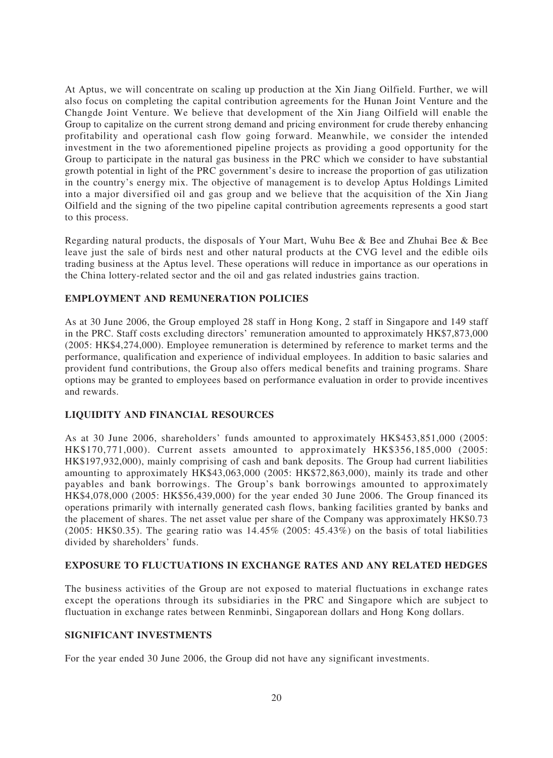At Aptus, we will concentrate on scaling up production at the Xin Jiang Oilfield. Further, we will also focus on completing the capital contribution agreements for the Hunan Joint Venture and the Changde Joint Venture. We believe that development of the Xin Jiang Oilfield will enable the Group to capitalize on the current strong demand and pricing environment for crude thereby enhancing profitability and operational cash flow going forward. Meanwhile, we consider the intended investment in the two aforementioned pipeline projects as providing a good opportunity for the Group to participate in the natural gas business in the PRC which we consider to have substantial growth potential in light of the PRC government's desire to increase the proportion of gas utilization in the country's energy mix. The objective of management is to develop Aptus Holdings Limited into a major diversified oil and gas group and we believe that the acquisition of the Xin Jiang Oilfield and the signing of the two pipeline capital contribution agreements represents a good start to this process.

Regarding natural products, the disposals of Your Mart, Wuhu Bee & Bee and Zhuhai Bee & Bee leave just the sale of birds nest and other natural products at the CVG level and the edible oils trading business at the Aptus level. These operations will reduce in importance as our operations in the China lottery-related sector and the oil and gas related industries gains traction.

## EMPLOYMENT AND REMUNERATION POLICIES

As at 30 June 2006, the Group employed 28 staff in Hong Kong, 2 staff in Singapore and 149 staff in the PRC. Staff costs excluding directors' remuneration amounted to approximately HK$7,873,000 (2005: HK$4,274,000). Employee remuneration is determined by reference to market terms and the performance, qualification and experience of individual employees. In addition to basic salaries and provident fund contributions, the Group also offers medical benefits and training programs. Share options may be granted to employees based on performance evaluation in order to provide incentives and rewards.

## LIQUIDITY AND FINANCIAL RESOURCES

As at 30 June 2006, shareholders' funds amounted to approximately HK$453,851,000 (2005: HK$170,771,000). Current assets amounted to approximately HK$356,185,000 (2005: HK$197,932,000), mainly comprising of cash and bank deposits. The Group had current liabilities amounting to approximately HK$43,063,000 (2005: HK$72,863,000), mainly its trade and other payables and bank borrowings. The Group's bank borrowings amounted to approximately HK$4,078,000 (2005: HK$56,439,000) for the year ended 30 June 2006. The Group financed its operations primarily with internally generated cash flows, banking facilities granted by banks and the placement of shares. The net asset value per share of the Company was approximately HK$0.73 (2005: HK$0.35). The gearing ratio was 14.45% (2005: 45.43%) on the basis of total liabilities divided by shareholders' funds.

## EXPOSURE TO FLUCTUATIONS IN EXCHANGE RATES AND ANY RELATED HEDGES

The business activities of the Group are not exposed to material fluctuations in exchange rates except the operations through its subsidiaries in the PRC and Singapore which are subject to fluctuation in exchange rates between Renminbi, Singaporean dollars and Hong Kong dollars.

## SIGNIFICANT INVESTMENTS

For the year ended 30 June 2006, the Group did not have any significant investments.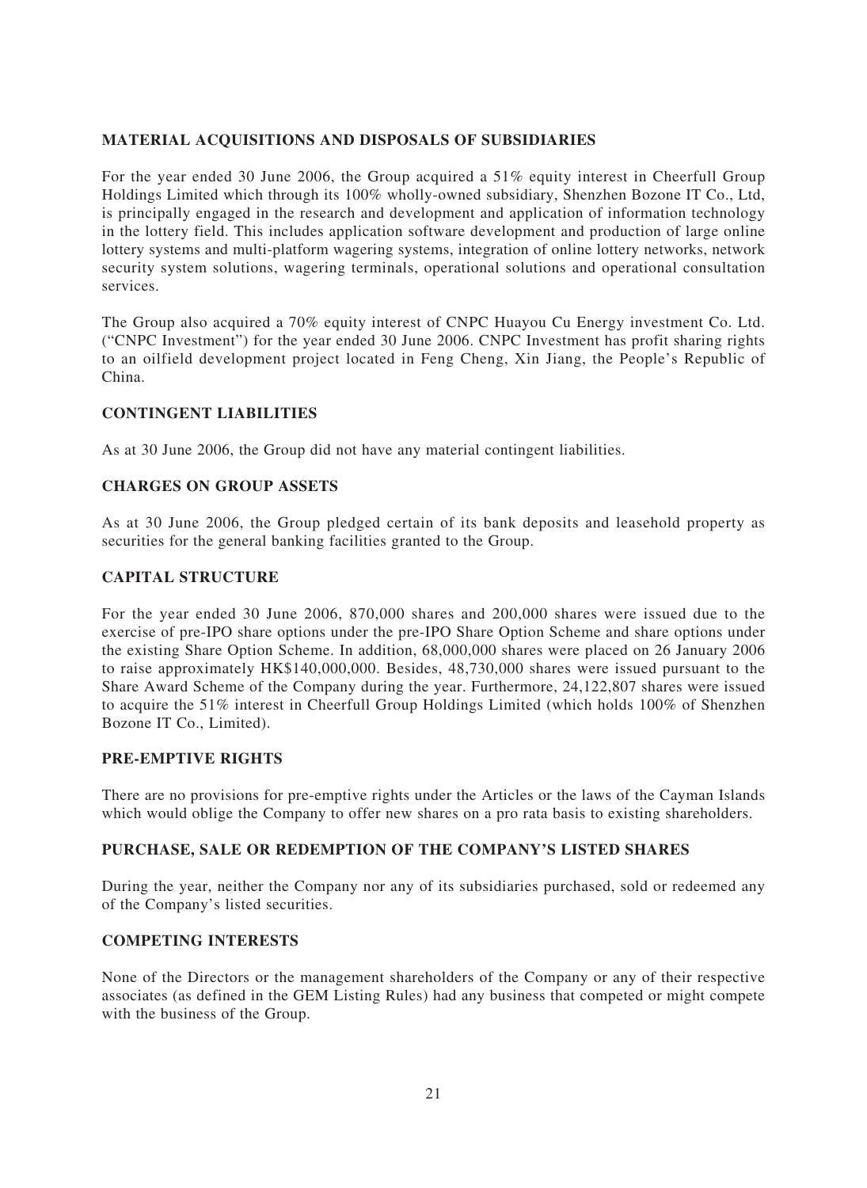## MATERIAL ACQUISITIONS AND DISPOSALS OF SUBSIDIARIES

For the year ended 30 June 2006, the Group acquired a 51% equity interest in Cheerfull Group Holdings Limited which through its 100% wholly-owned subsidiary, Shenzhen Bozone IT Co., Ltd, is principally engaged in the research and development and application of information technology in the lottery field. This includes application software development and production of large online lottery systems and multi-platform wagering systems, integration of online lottery networks, network security system solutions, wagering terminals, operational solutions and operational consultation services.

The Group also acquired a 70% equity interest of CNPC Huayou Cu Energy investment Co. Ltd. ("CNPC Investment") for the year ended 30 June 2006. CNPC Investment has profit sharing rights to an oilfield development project located in Feng Cheng, Xin Jiang, the People's Republic of China.

## CONTINGENT LIABILITIES

As at 30 June 2006, the Group did not have any material contingent liabilities.

## CHARGES ON GROUP ASSETS

As at 30 June 2006, the Group pledged certain of its bank deposits and leasehold property as securities for the general banking facilities granted to the Group.

## CAPITAL STRUCTURE

For the year ended 30 June 2006, 870,000 shares and 200,000 shares were issued due to the exercise of pre-IPO share options under the pre-IPO Share Option Scheme and share options under the existing Share Option Scheme. In addition, 68,000,000 shares were placed on 26 January 2006 to raise approximately HK$140,000,000. Besides, 48,730,000 shares were issued pursuant to the Share Award Scheme of the Company during the year. Furthermore, 24,122,807 shares were issued to acquire the 51% interest in Cheerfull Group Holdings Limited (which holds 100% of Shenzhen Bozone IT Co., Limited).

## PRE-EMPTIVE RIGHTS

There are no provisions for pre-emptive rights under the Articles or the laws of the Cayman Islands which would oblige the Company to offer new shares on a pro rata basis to existing shareholders.

## PURCHASE, SALE OR REDEMPTION OF THE COMPANY'S LISTED SHARES

During the year, neither the Company nor any of its subsidiaries purchased, sold or redeemed any of the Company's listed securities.

## COMPETING INTERESTS

None of the Directors or the management shareholders of the Company or any of their respective associates (as defined in the GEM Listing Rules) had any business that competed or might compete with the business of the Group.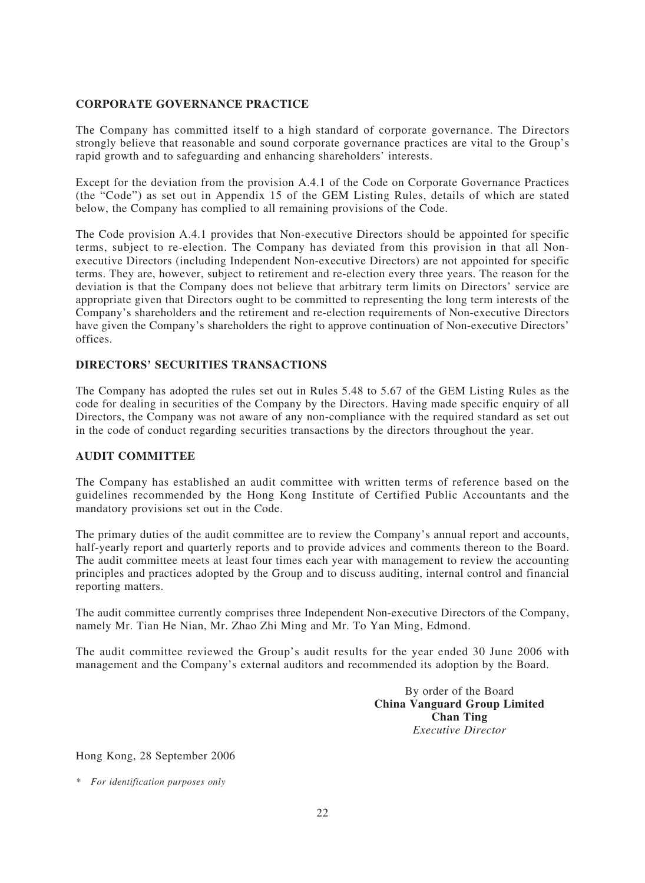## CORPORATE GOVERNANCE PRACTICE

The Company has committed itself to a high standard of corporate governance. The Directors strongly believe that reasonable and sound corporate governance practices are vital to the Group's rapid growth and to safeguarding and enhancing shareholders' interests.

Except for the deviation from the provision A.4.1 of the Code on Corporate Governance Practices (the "Code") as set out in Appendix 15 of the GEM Listing Rules, details of which are stated below, the Company has complied to all remaining provisions of the Code.

The Code provision A.4.1 provides that Non-executive Directors should be appointed for specific terms, subject to re-election. The Company has deviated from this provision in that all Non-executive Directors (including Independent Non-executive Directors) are not appointed for specific terms. They are, however, subject to retirement and re-election every three years. The reason for the deviation is that the Company does not believe that arbitrary term limits on Directors' service are appropriate given that Directors ought to be committed to representing the long term interests of the Company's shareholders and the retirement and re-election requirements of Non-executive Directors have given the Company's shareholders the right to approve continuation of Non-executive Directors' offices.

## DIRECTORS' SECURITIES TRANSACTIONS

The Company has adopted the rules set out in Rules 5.48 to 5.67 of the GEM Listing Rules as the code for dealing in securities of the Company by the Directors. Having made specific enquiry of all Directors, the Company was not aware of any non-compliance with the required standard as set out in the code of conduct regarding securities transactions by the directors throughout the year.

## AUDIT COMMITTEE

The Company has established an audit committee with written terms of reference based on the guidelines recommended by the Hong Kong Institute of Certified Public Accountants and the mandatory provisions set out in the Code.

The primary duties of the audit committee are to review the Company's annual report and accounts, half-yearly report and quarterly reports and to provide advices and comments thereon to the Board. The audit committee meets at least four times each year with management to review the accounting principles and practices adopted by the Group and to discuss auditing, internal control and financial reporting matters.

The audit committee currently comprises three Independent Non-executive Directors of the Company, namely Mr. Tian He Nian, Mr. Zhao Zhi Ming and Mr. To Yan Ming, Edmond.

The audit committee reviewed the Group's audit results for the year ended 30 June 2006 with management and the Company's external auditors and recommended its adoption by the Board.

By order of the Board
**China Vanguard Group Limited**
**Chan Ting**
*Executive Director*

Hong Kong, 28 September 2006

\* *For identification purposes only*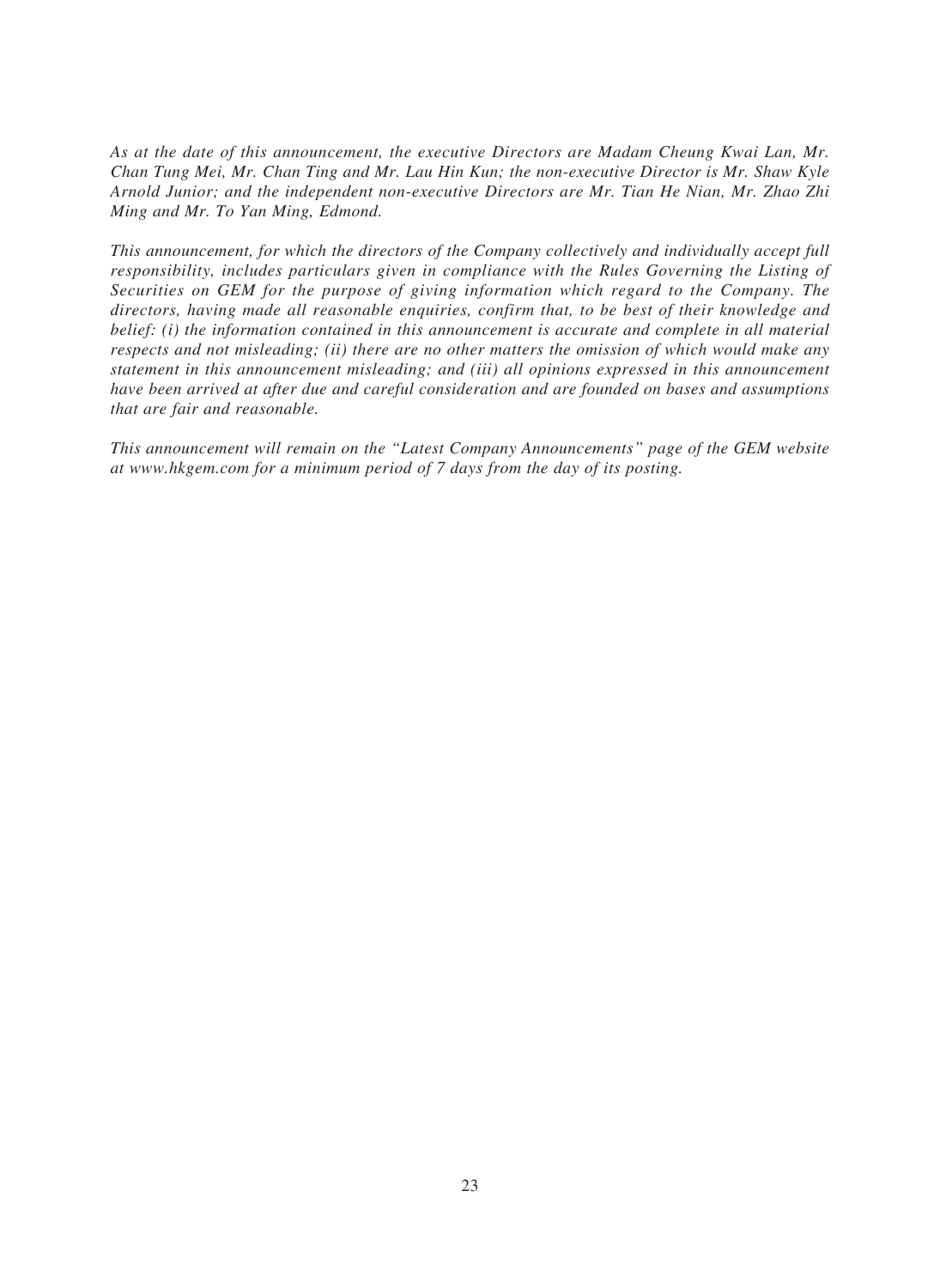*As at the date of this announcement, the executive Directors are Madam Cheung Kwai Lan, Mr. Chan Tung Mei, Mr. Chan Ting and Mr. Lau Hin Kun; the non-executive Director is Mr. Shaw Kyle Arnold Junior; and the independent non-executive Directors are Mr. Tian He Nian, Mr. Zhao Zhi Ming and Mr. To Yan Ming, Edmond.*

*This announcement, for which the directors of the Company collectively and individually accept full responsibility, includes particulars given in compliance with the Rules Governing the Listing of Securities on GEM for the purpose of giving information which regard to the Company. The directors, having made all reasonable enquiries, confirm that, to be best of their knowledge and belief: (i) the information contained in this announcement is accurate and complete in all material respects and not misleading; (ii) there are no other matters the omission of which would make any statement in this announcement misleading; and (iii) all opinions expressed in this announcement have been arrived at after due and careful consideration and are founded on bases and assumptions that are fair and reasonable.*

*This announcement will remain on the "Latest Company Announcements" page of the GEM website at www.hkgem.com for a minimum period of 7 days from the day of its posting.*